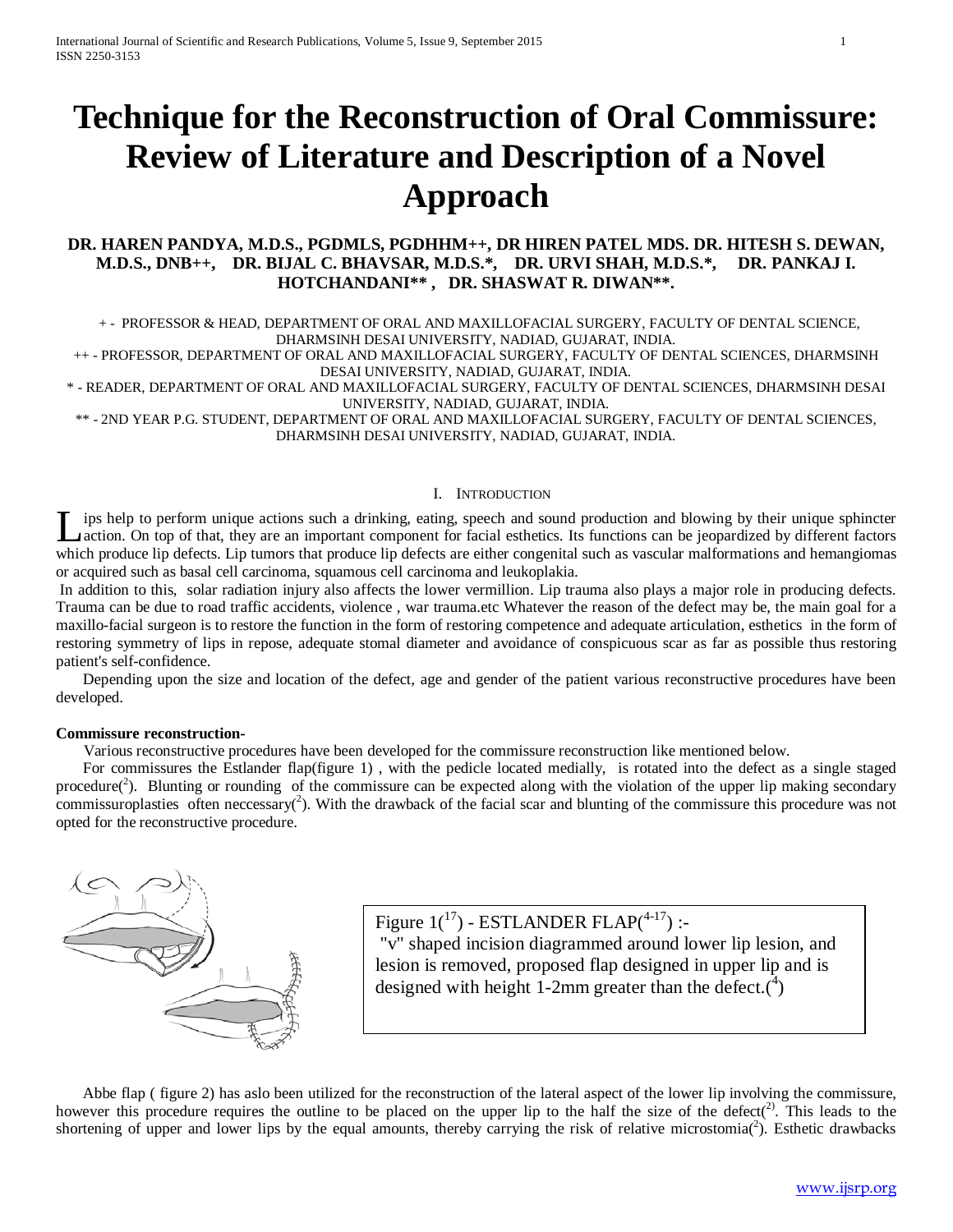# Technique for the Reconstruction of Oral Commissure: Review of Literature and Description of a Novel Approach

**DR. HAREN PANDYA, M.D.S., PGDMLS, PGDHHM++, DR HIREN PATEL MDS. DR. HITESH S. DEWAN, M.D.S., DNB++, DR. BIJAL C. BHAVSAR, M.D.S.*, DR. URVI SHAH, M.D.S.*, DR. PANKAJ I. HOTCHANDANI** , DR. SHASWAT R. DIWAN**.**

+ - PROFESSOR & HEAD, DEPARTMENT OF ORAL AND MAXILLOFACIAL SURGERY, FACULTY OF DENTAL SCIENCE, DHARMSINH DESAI UNIVERSITY, NADIAD, GUJARAT, INDIA.

++ - PROFESSOR, DEPARTMENT OF ORAL AND MAXILLOFACIAL SURGERY, FACULTY OF DENTAL SCIENCES, DHARMSINH DESAI UNIVERSITY, NADIAD, GUJARAT, INDIA.

* - READER, DEPARTMENT OF ORAL AND MAXILLOFACIAL SURGERY, FACULTY OF DENTAL SCIENCES, DHARMSINH DESAI UNIVERSITY, NADIAD, GUJARAT, INDIA.

** - 2ND YEAR P.G. STUDENT, DEPARTMENT OF ORAL AND MAXILLOFACIAL SURGERY, FACULTY OF DENTAL SCIENCES, DHARMSINH DESAI UNIVERSITY, NADIAD, GUJARAT, INDIA.

## I. Introduction

Lips help to perform unique actions such a drinking, eating, speech and sound production and blowing by their unique sphincter action. On top of that, they are an important component for facial esthetics. Its functions can be jeopardized by different factors which produce lip defects. Lip tumors that produce lip defects are either congenital such as vascular malformations and hemangiomas or acquired such as basal cell carcinoma, squamous cell carcinoma and leukoplakia.

In addition to this, solar radiation injury also affects the lower vermillion. Lip trauma also plays a major role in producing defects. Trauma can be due to road traffic accidents, violence , war trauma.etc Whatever the reason of the defect may be, the main goal for a maxillo-facial surgeon is to restore the function in the form of restoring competence and adequate articulation, esthetics in the form of restoring symmetry of lips in repose, adequate stomal diameter and avoidance of conspicuous scar as far as possible thus restoring patient's self-confidence.

Depending upon the size and location of the defect, age and gender of the patient various reconstructive procedures have been developed.

**Commissure reconstruction-**

Various reconstructive procedures have been developed for the commissure reconstruction like mentioned below.

For commissures the Estlander flap(figure 1) , with the pedicle located medially, is rotated into the defect as a single staged procedure([2]). Blunting or rounding of the commissure can be expected along with the violation of the upper lip making secondary commissuroplasties often neccessary([2]). With the drawback of the facial scar and blunting of the commissure this procedure was not opted for the reconstructive procedure.

Figure 1([17]) - ESTLANDER FLAP([4-17]) :-
"v" shaped incision diagrammed around lower lip lesion, and lesion is removed, proposed flap designed in upper lip and is designed with height 1-2mm greater than the defect.([4])

Abbe flap ( figure 2) has aslo been utilized for the reconstruction of the lateral aspect of the lower lip involving the commissure, however this procedure requires the outline to be placed on the upper lip to the half the size of the defect([2]). This leads to the shortening of upper and lower lips by the equal amounts, thereby carrying the risk of relative microstomia([2]). Esthetic drawbacks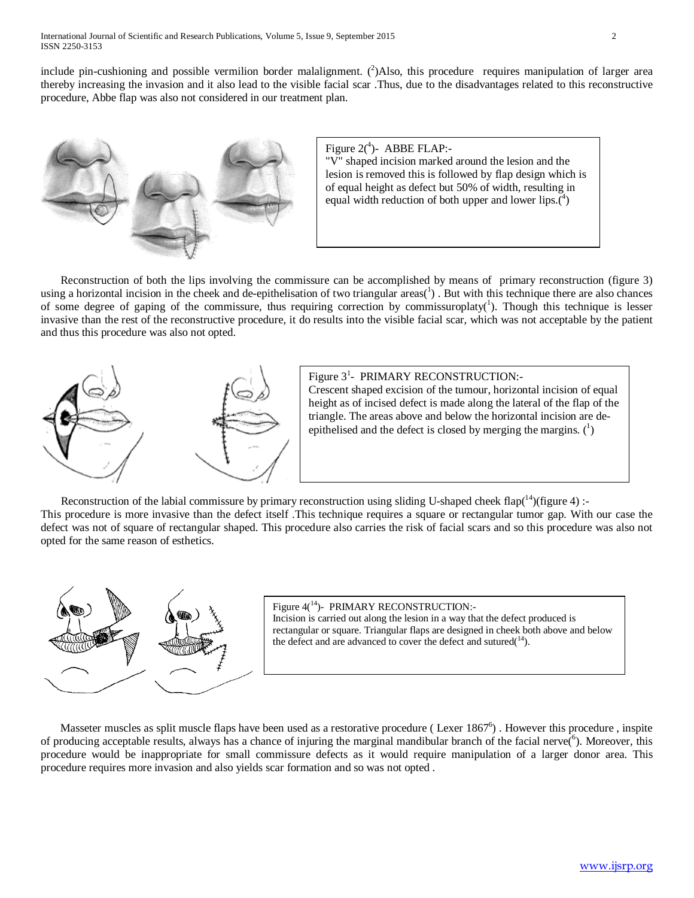include pin-cushioning and possible vermilion border malalignment. ([2])Also, this procedure requires manipulation of larger area thereby increasing the invasion and it also lead to the visible facial scar .Thus, due to the disadvantages related to this reconstructive procedure, Abbe flap was also not considered in our treatment plan.

Figure 2([4])- ABBE FLAP:-
"V" shaped incision marked around the lesion and the lesion is removed this is followed by flap design which is of equal height as defect but 50% of width, resulting in equal width reduction of both upper and lower lips.([4])

Reconstruction of both the lips involving the commissure can be accomplished by means of primary reconstruction (figure 3) using a horizontal incision in the cheek and de-epithelisation of two triangular areas([1]) . But with this technique there are also chances of some degree of gaping of the commissure, thus requiring correction by commissuroplaty([1]). Though this technique is lesser invasive than the rest of the reconstructive procedure, it do results into the visible facial scar, which was not acceptable by the patient and thus this procedure was also not opted.

Figure 3[1]- PRIMARY RECONSTRUCTION:-
Crescent shaped excision of the tumour, horizontal incision of equal height as of incised defect is made along the lateral of the flap of the triangle. The areas above and below the horizontal incision are de-epithelised and the defect is closed by merging the margins. ([1])

Reconstruction of the labial commissure by primary reconstruction using sliding U-shaped cheek flap([14])(figure 4) :-
This procedure is more invasive than the defect itself .This technique requires a square or rectangular tumor gap. With our case the defect was not of square of rectangular shaped. This procedure also carries the risk of facial scars and so this procedure was also not opted for the same reason of esthetics.

Figure 4([14])- PRIMARY RECONSTRUCTION:-
Incision is carried out along the lesion in a way that the defect produced is rectangular or square. Triangular flaps are designed in cheek both above and below the defect and are advanced to cover the defect and sutured([14]).

Masseter muscles as split muscle flaps have been used as a restorative procedure ( Lexer 1867[6]) . However this procedure , inspite of producing acceptable results, always has a chance of injuring the marginal mandibular branch of the facial nerve([6]). Moreover, this procedure would be inappropriate for small commissure defects as it would require manipulation of a larger donor area. This procedure requires more invasion and also yields scar formation and so was not opted .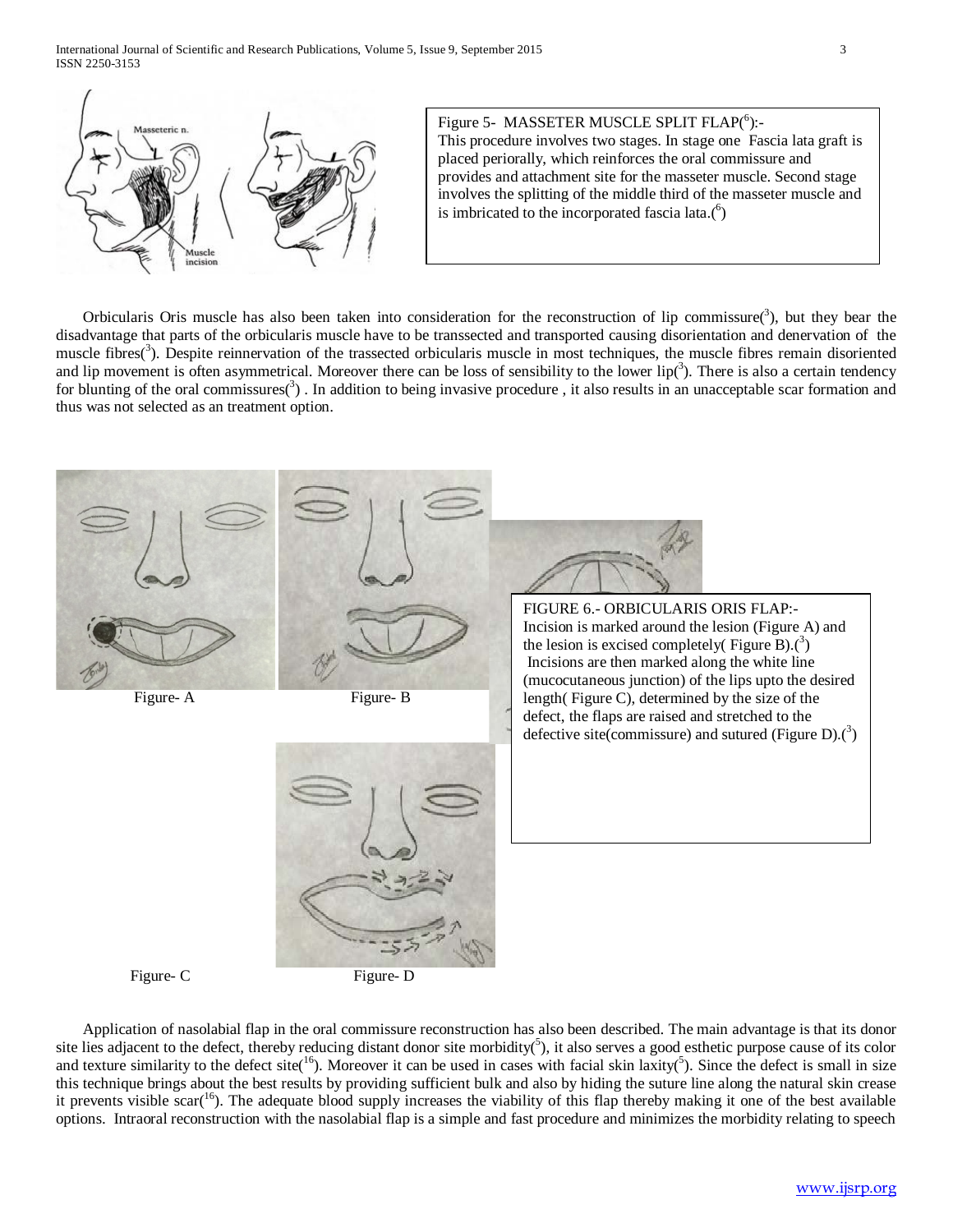Figure 5- MASSETER MUSCLE SPLIT FLAP[6]:-
This procedure involves two stages. In stage one Fascia lata graft is placed periorally, which reinforces the oral commissure and provides and attachment site for the masseter muscle. Second stage involves the splitting of the middle third of the masseter muscle and is imbricated to the incorporated fascia lata.[6]

Orbicularis Oris muscle has also been taken into consideration for the reconstruction of lip commissure[3], but they bear the disadvantage that parts of the orbicularis muscle have to be transsected and transported causing disorientation and denervation of the muscle fibres[3]. Despite reinnervation of the trassected orbicularis muscle in most techniques, the muscle fibres remain disoriented and lip movement is often asymmetrical. Moreover there can be loss of sensibility to the lower lip[3]. There is also a certain tendency for blunting of the oral commissures[3] . In addition to being invasive procedure , it also results in an unacceptable scar formation and thus was not selected as an treatment option.

Figure- A

Figure- B

Figure- C

Figure- D

FIGURE 6.- ORBICULARIS ORIS FLAP:-
Incision is marked around the lesion (Figure A) and the lesion is excised completely( Figure B).[3]
Incisions are then marked along the white line (mucocutaneous junction) of the lips upto the desired length( Figure C), determined by the size of the defect, the flaps are raised and stretched to the defective site(commissure) and sutured (Figure D).[3]

Application of nasolabial flap in the oral commissure reconstruction has also been described. The main advantage is that its donor site lies adjacent to the defect, thereby reducing distant donor site morbidity[5], it also serves a good esthetic purpose cause of its color and texture similarity to the defect site[16]. Moreover it can be used in cases with facial skin laxity[5]. Since the defect is small in size this technique brings about the best results by providing sufficient bulk and also by hiding the suture line along the natural skin crease it prevents visible scar[16]. The adequate blood supply increases the viability of this flap thereby making it one of the best available options. Intraoral reconstruction with the nasolabial flap is a simple and fast procedure and minimizes the morbidity relating to speech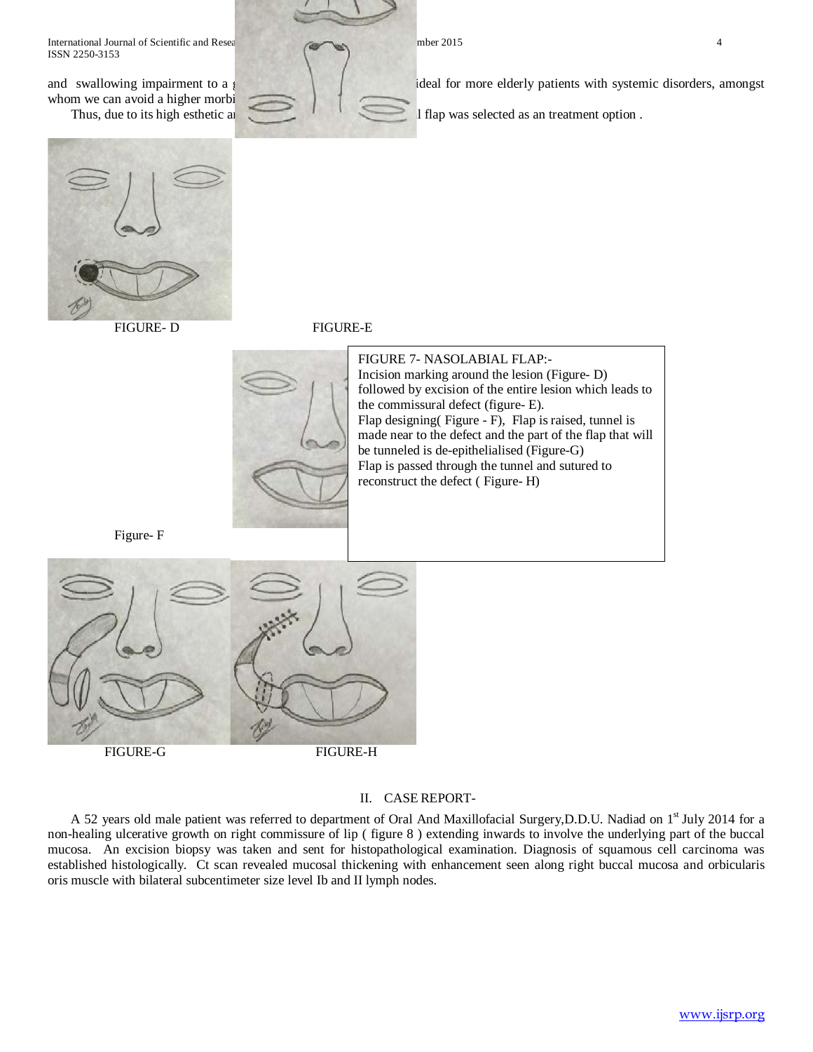and swallowing impairment to a ... ideal for more elderly patients with systemic disorders, amongst whom we can avoid a higher morbi...

Thus, due to its high esthetic a... l flap was selected as an treatment option .

FIGURE- D

FIGURE-E

FIGURE 7- NASOLABIAL FLAP:-
Incision marking around the lesion (Figure- D) followed by excision of the entire lesion which leads to the commissural defect (figure- E).
Flap designing( Figure - F), Flap is raised, tunnel is made near to the defect and the part of the flap that will be tunneled is de-epithelialised (Figure-G)
Flap is passed through the tunnel and sutured to reconstruct the defect ( Figure- H)

Figure- F

FIGURE-G

FIGURE-H

## II. CASE REPORT-

A 52 years old male patient was referred to department of Oral And Maxillofacial Surgery,D.D.U. Nadiad on 1st July 2014 for a non-healing ulcerative growth on right commissure of lip ( figure 8 ) extending inwards to involve the underlying part of the buccal mucosa. An excision biopsy was taken and sent for histopathological examination. Diagnosis of squamous cell carcinoma was established histologically. Ct scan revealed mucosal thickening with enhancement seen along right buccal mucosa and orbicularis oris muscle with bilateral subcentimeter size level Ib and II lymph nodes.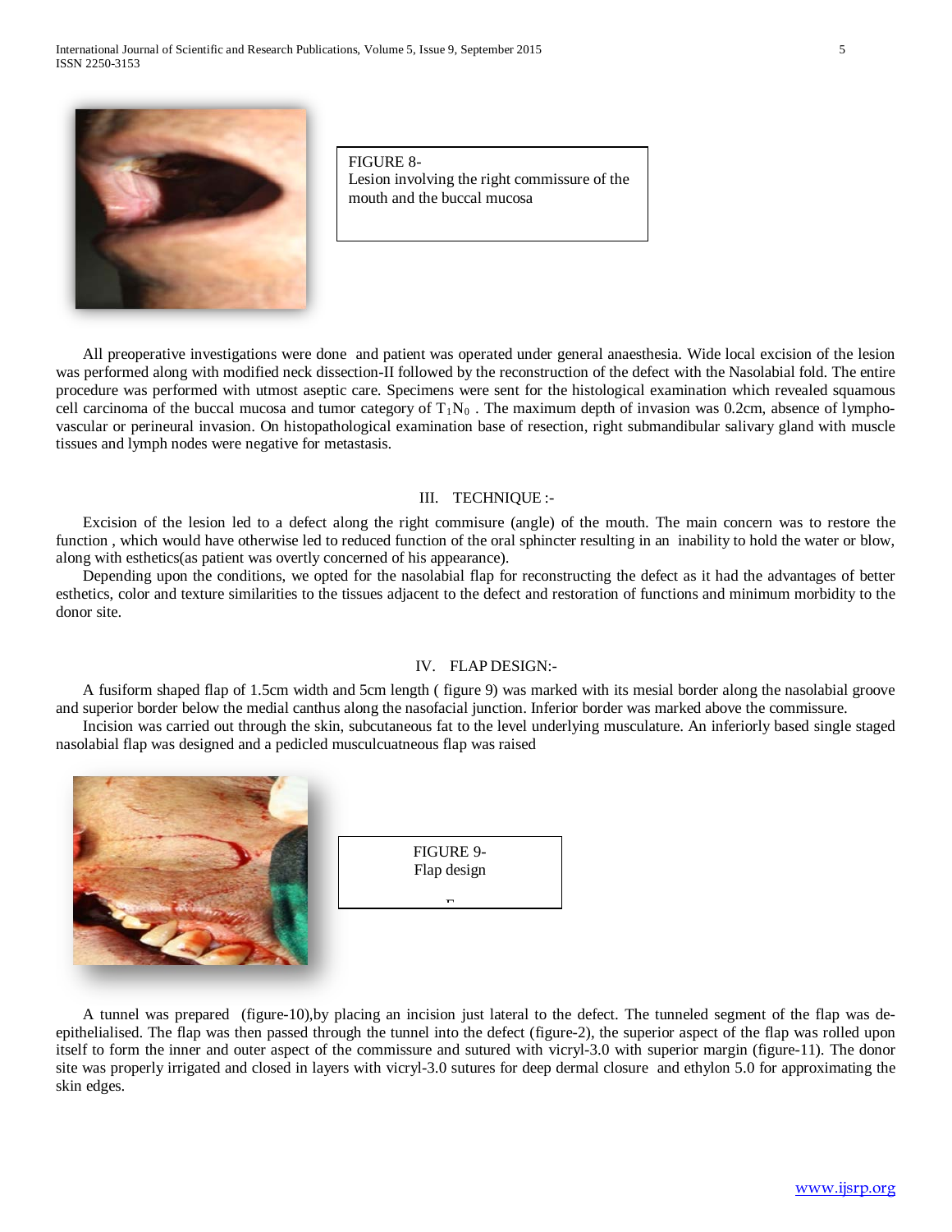FIGURE 8-
Lesion involving the right commissure of the mouth and the buccal mucosa

All preoperative investigations were done and patient was operated under general anaesthesia. Wide local excision of the lesion was performed along with modified neck dissection-II followed by the reconstruction of the defect with the Nasolabial fold. The entire procedure was performed with utmost aseptic care. Specimens were sent for the histological examination which revealed squamous cell carcinoma of the buccal mucosa and tumor category of $T_1N_0$ . The maximum depth of invasion was 0.2cm, absence of lympho-vascular or perineural invasion. On histopathological examination base of resection, right submandibular salivary gland with muscle tissues and lymph nodes were negative for metastasis.

## III. TECHNIQUE :-

Excision of the lesion led to a defect along the right commisure (angle) of the mouth. The main concern was to restore the function , which would have otherwise led to reduced function of the oral sphincter resulting in an inability to hold the water or blow, along with esthetics(as patient was overtly concerned of his appearance).

Depending upon the conditions, we opted for the nasolabial flap for reconstructing the defect as it had the advantages of better esthetics, color and texture similarities to the tissues adjacent to the defect and restoration of functions and minimum morbidity to the donor site.

## IV. FLAP DESIGN:-

A fusiform shaped flap of 1.5cm width and 5cm length ( figure 9) was marked with its mesial border along the nasolabial groove and superior border below the medial canthus along the nasofacial junction. Inferior border was marked above the commissure.

Incision was carried out through the skin, subcutaneous fat to the level underlying musculature. An inferiorly based single staged nasolabial flap was designed and a pedicled musculcuatneous flap was raised

FIGURE 9-
Flap design

A tunnel was prepared (figure-10),by placing an incision just lateral to the defect. The tunneled segment of the flap was de-epithelialised. The flap was then passed through the tunnel into the defect (figure-2), the superior aspect of the flap was rolled upon itself to form the inner and outer aspect of the commissure and sutured with vicryl-3.0 with superior margin (figure-11). The donor site was properly irrigated and closed in layers with vicryl-3.0 sutures for deep dermal closure and ethylon 5.0 for approximating the skin edges.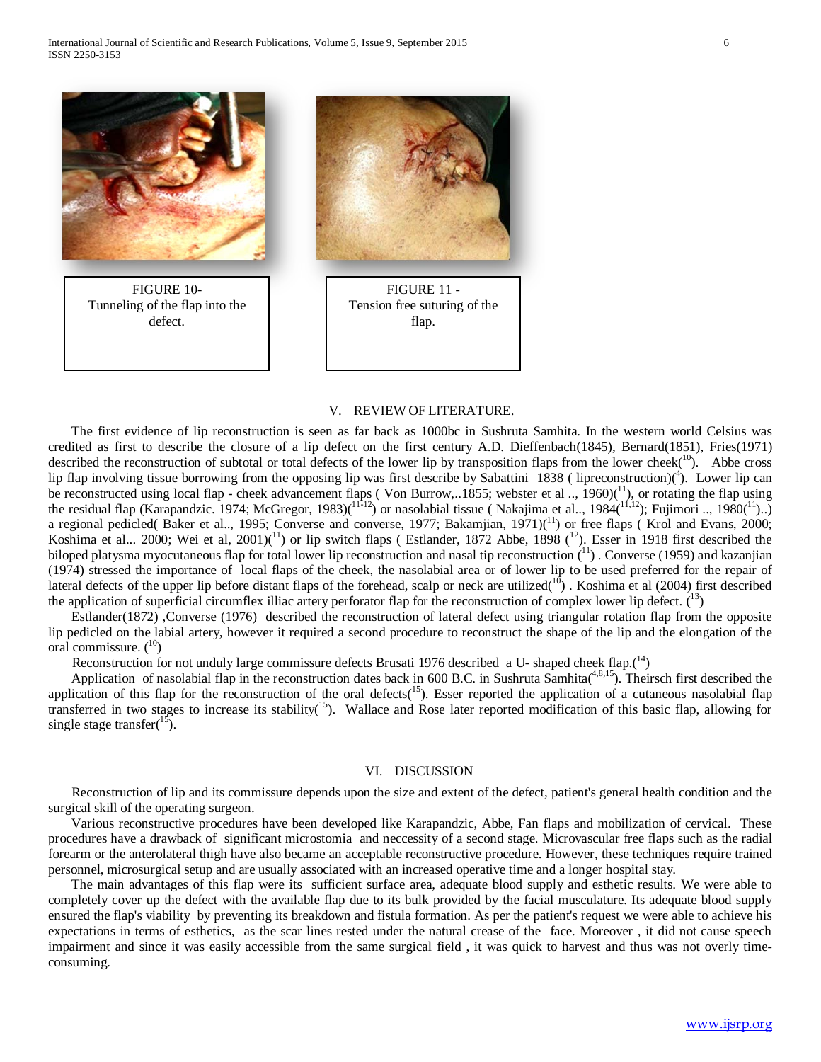FIGURE 10- Tunneling of the flap into the defect.

FIGURE 11 - Tension free suturing of the flap.

## V. REVIEW OF LITERATURE.

The first evidence of lip reconstruction is seen as far back as 1000bc in Sushruta Samhita. In the western world Celsius was credited as first to describe the closure of a lip defect on the first century A.D. Dieffenbach(1845), Bernard(1851), Fries(1971) described the reconstruction of subtotal or total defects of the lower lip by transposition flaps from the lower cheek([10]). Abbe cross lip flap involving tissue borrowing from the opposing lip was first describe by Sabattini 1838 ( lipreconstruction)([4]). Lower lip can be reconstructed using local flap - cheek advancement flaps ( Von Burrow,..1855; webster et al .., 1960)([11]), or rotating the flap using the residual flap (Karapandzic. 1974; McGregor, 1983)([11-12]) or nasolabial tissue ( Nakajima et al.., 1984([11,12]); Fujimori .., 1980([11])..) a regional pedicled( Baker et al.., 1995; Converse and converse, 1977; Bakamjian, 1971)([11]) or free flaps ( Krol and Evans, 2000; Koshima et al... 2000; Wei et al, 2001)([11]) or lip switch flaps ( Estlander, 1872 Abbe, 1898 ([12]). Esser in 1918 first described the biloped platysma myocutaneous flap for total lower lip reconstruction and nasal tip reconstruction ([11]) . Converse (1959) and kazanjian (1974) stressed the importance of local flaps of the cheek, the nasolabial area or of lower lip to be used preferred for the repair of lateral defects of the upper lip before distant flaps of the forehead, scalp or neck are utilized([10]) . Koshima et al (2004) first described the application of superficial circumflex illiac artery perforator flap for the reconstruction of complex lower lip defect. ([13])

Estlander(1872) ,Converse (1976) described the reconstruction of lateral defect using triangular rotation flap from the opposite lip pedicled on the labial artery, however it required a second procedure to reconstruct the shape of the lip and the elongation of the oral commissure. ([10])

Reconstruction for not unduly large commissure defects Brusati 1976 described a U- shaped cheek flap.([14])

Application of nasolabial flap in the reconstruction dates back in 600 B.C. in Sushruta Samhita([4,8,15]). Theirsch first described the application of this flap for the reconstruction of the oral defects([15]). Esser reported the application of a cutaneous nasolabial flap transferred in two stages to increase its stability([15]). Wallace and Rose later reported modification of this basic flap, allowing for single stage transfer([15]).

## VI. DISCUSSION

Reconstruction of lip and its commissure depends upon the size and extent of the defect, patient's general health condition and the surgical skill of the operating surgeon.

Various reconstructive procedures have been developed like Karapandzic, Abbe, Fan flaps and mobilization of cervical. These procedures have a drawback of significant microstomia and neccessity of a second stage. Microvascular free flaps such as the radial forearm or the anterolateral thigh have also became an acceptable reconstructive procedure. However, these techniques require trained personnel, microsurgical setup and are usually associated with an increased operative time and a longer hospital stay.

The main advantages of this flap were its sufficient surface area, adequate blood supply and esthetic results. We were able to completely cover up the defect with the available flap due to its bulk provided by the facial musculature. Its adequate blood supply ensured the flap's viability by preventing its breakdown and fistula formation. As per the patient's request we were able to achieve his expectations in terms of esthetics, as the scar lines rested under the natural crease of the face. Moreover , it did not cause speech impairment and since it was easily accessible from the same surgical field , it was quick to harvest and thus was not overly time-consuming.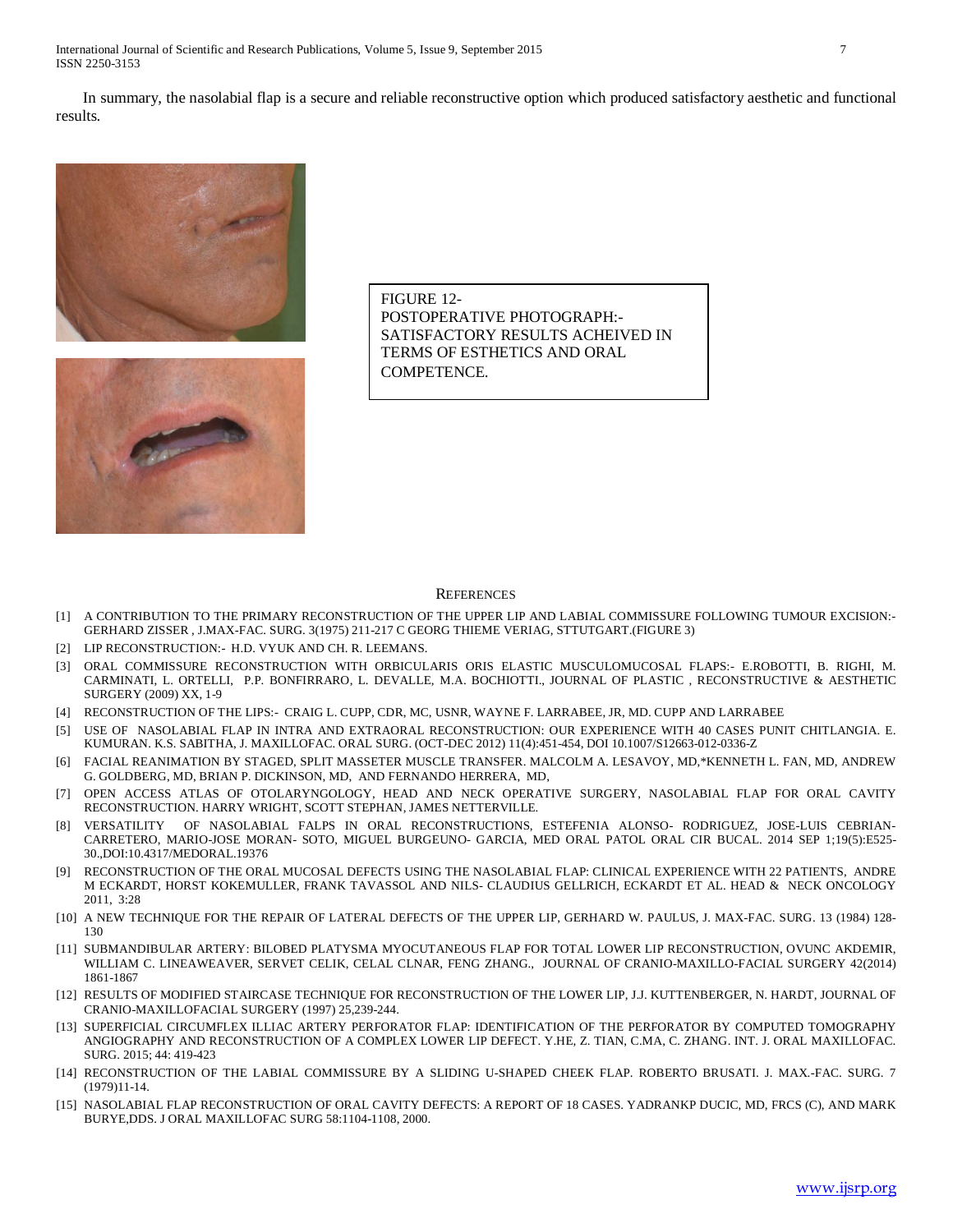In summary, the nasolabial flap is a secure and reliable reconstructive option which produced satisfactory aesthetic and functional results.

FIGURE 12-
POSTOPERATIVE PHOTOGRAPH:-
SATISFACTORY RESULTS ACHEIVED IN TERMS OF ESTHETICS AND ORAL COMPETENCE.

## References

[1] A CONTRIBUTION TO THE PRIMARY RECONSTRUCTION OF THE UPPER LIP AND LABIAL COMMISSURE FOLLOWING TUMOUR EXCISION:- GERHARD ZISSER , J.MAX-FAC. SURG. 3(1975) 211-217 C GEORG THIEME VERIAG, STTUTGART.(FIGURE 3)

[2] LIP RECONSTRUCTION:- H.D. VYUK AND CH. R. LEEMANS.

[3] ORAL COMMISSURE RECONSTRUCTION WITH ORBICULARIS ORIS ELASTIC MUSCULOMUCOSAL FLAPS:- E.ROBOTTI, B. RIGHI, M. CARMINATI, L. ORTELLI, P.P. BONFIRRARO, L. DEVALLE, M.A. BOCHIOTTI., JOURNAL OF PLASTIC , RECONSTRUCTIVE & AESTHETIC SURGERY (2009) XX, 1-9

[4] RECONSTRUCTION OF THE LIPS:- CRAIG L. CUPP, CDR, MC, USNR, WAYNE F. LARRABEE, JR, MD. CUPP AND LARRABEE

[5] USE OF NASOLABIAL FLAP IN INTRA AND EXTRAORAL RECONSTRUCTION: OUR EXPERIENCE WITH 40 CASES PUNIT CHITLANGIA. E. KUMURAN. K.S. SABITHA, J. MAXILLOFAC. ORAL SURG. (OCT-DEC 2012) 11(4):451-454, DOI 10.1007/S12663-012-0336-Z

[6] FACIAL REANIMATION BY STAGED, SPLIT MASSETER MUSCLE TRANSFER. MALCOLM A. LESAVOY, MD,*KENNETH L. FAN, MD, ANDREW G. GOLDBERG, MD, BRIAN P. DICKINSON, MD, AND FERNANDO HERRERA, MD,

[7] OPEN ACCESS ATLAS OF OTOLARYNGOLOGY, HEAD AND NECK OPERATIVE SURGERY, NASOLABIAL FLAP FOR ORAL CAVITY RECONSTRUCTION. HARRY WRIGHT, SCOTT STEPHAN, JAMES NETTERVILLE.

[8] VERSATILITY OF NASOLABIAL FALPS IN ORAL RECONSTRUCTIONS, ESTEFENIA ALONSO- RODRIGUEZ, JOSE-LUIS CEBRIAN-CARRETERO, MARIO-JOSE MORAN- SOTO, MIGUEL BURGEUNO- GARCIA, MED ORAL PATOL ORAL CIR BUCAL. 2014 SEP 1;19(5):E525-30.,DOI:10.4317/MEDORAL.19376

[9] RECONSTRUCTION OF THE ORAL MUCOSAL DEFECTS USING THE NASOLABIAL FLAP: CLINICAL EXPERIENCE WITH 22 PATIENTS, ANDRE M ECKARDT, HORST KOKEMULLER, FRANK TAVASSOL AND NILS- CLAUDIUS GELLRICH, ECKARDT ET AL. HEAD & NECK ONCOLOGY 2011, 3:28

[10] A NEW TECHNIQUE FOR THE REPAIR OF LATERAL DEFECTS OF THE UPPER LIP, GERHARD W. PAULUS, J. MAX-FAC. SURG. 13 (1984) 128-130

[11] SUBMANDIBULAR ARTERY: BILOBED PLATYSMA MYOCUTANEOUS FLAP FOR TOTAL LOWER LIP RECONSTRUCTION, OVUNC AKDEMIR, WILLIAM C. LINEAWEAVER, SERVET CELIK, CELAL CLNAR, FENG ZHANG., JOURNAL OF CRANIO-MAXILLO-FACIAL SURGERY 42(2014) 1861-1867

[12] RESULTS OF MODIFIED STAIRCASE TECHNIQUE FOR RECONSTRUCTION OF THE LOWER LIP, J.J. KUTTENBERGER, N. HARDT, JOURNAL OF CRANIO-MAXILLOFACIAL SURGERY (1997) 25,239-244.

[13] SUPERFICIAL CIRCUMFLEX ILLIAC ARTERY PERFORATOR FLAP: IDENTIFICATION OF THE PERFORATOR BY COMPUTED TOMOGRAPHY ANGIOGRAPHY AND RECONSTRUCTION OF A COMPLEX LOWER LIP DEFECT. Y.HE, Z. TIAN, C.MA, C. ZHANG. INT. J. ORAL MAXILLOFAC. SURG. 2015; 44: 419-423

[14] RECONSTRUCTION OF THE LABIAL COMMISSURE BY A SLIDING U-SHAPED CHEEK FLAP. ROBERTO BRUSATI. J. MAX.-FAC. SURG. 7 (1979)11-14.

[15] NASOLABIAL FLAP RECONSTRUCTION OF ORAL CAVITY DEFECTS: A REPORT OF 18 CASES. YADRANKP DUCIC, MD, FRCS (C), AND MARK BURYE,DDS. J ORAL MAXILLOFAC SURG 58:1104-1108, 2000.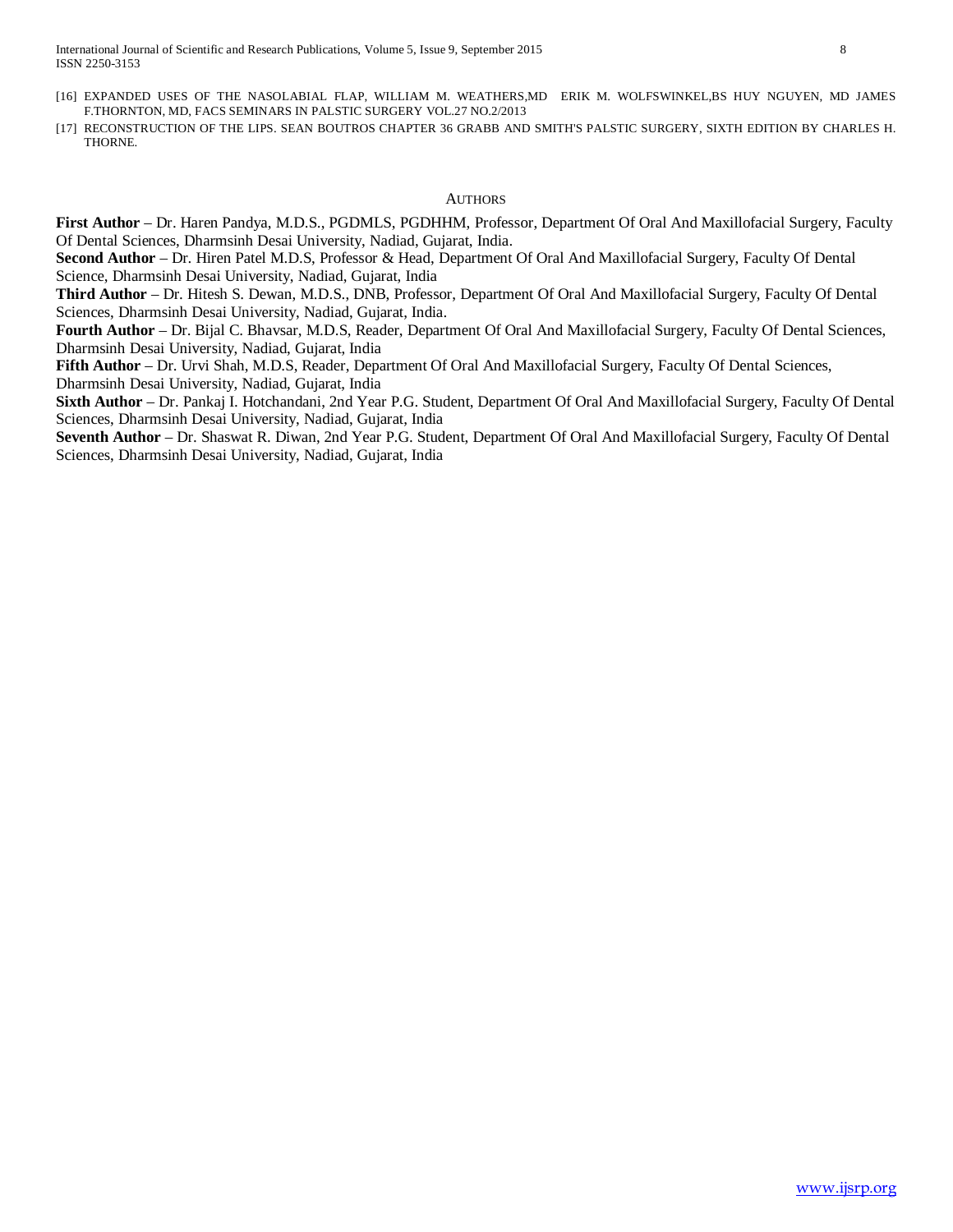[16] EXPANDED USES OF THE NASOLABIAL FLAP, WILLIAM M. WEATHERS,MD ERIK M. WOLFSWINKEL,BS HUY NGUYEN, MD JAMES F.THORNTON, MD, FACS SEMINARS IN PALSTIC SURGERY VOL.27 NO.2/2013

[17] RECONSTRUCTION OF THE LIPS. SEAN BOUTROS CHAPTER 36 GRABB AND SMITH'S PALSTIC SURGERY, SIXTH EDITION BY CHARLES H. THORNE.

## AUTHORS

**First Author** – Dr. Haren Pandya, M.D.S., PGDMLS, PGDHHM, Professor, Department Of Oral And Maxillofacial Surgery, Faculty Of Dental Sciences, Dharmsinh Desai University, Nadiad, Gujarat, India.

**Second Author** – Dr. Hiren Patel M.D.S, Professor & Head, Department Of Oral And Maxillofacial Surgery, Faculty Of Dental Science, Dharmsinh Desai University, Nadiad, Gujarat, India

**Third Author** – Dr. Hitesh S. Dewan, M.D.S., DNB, Professor, Department Of Oral And Maxillofacial Surgery, Faculty Of Dental Sciences, Dharmsinh Desai University, Nadiad, Gujarat, India.

**Fourth Author** – Dr. Bijal C. Bhavsar, M.D.S, Reader, Department Of Oral And Maxillofacial Surgery, Faculty Of Dental Sciences, Dharmsinh Desai University, Nadiad, Gujarat, India

**Fifth Author** – Dr. Urvi Shah, M.D.S, Reader, Department Of Oral And Maxillofacial Surgery, Faculty Of Dental Sciences, Dharmsinh Desai University, Nadiad, Gujarat, India

**Sixth Author** – Dr. Pankaj I. Hotchandani, 2nd Year P.G. Student, Department Of Oral And Maxillofacial Surgery, Faculty Of Dental Sciences, Dharmsinh Desai University, Nadiad, Gujarat, India

**Seventh Author** – Dr. Shaswat R. Diwan, 2nd Year P.G. Student, Department Of Oral And Maxillofacial Surgery, Faculty Of Dental Sciences, Dharmsinh Desai University, Nadiad, Gujarat, India